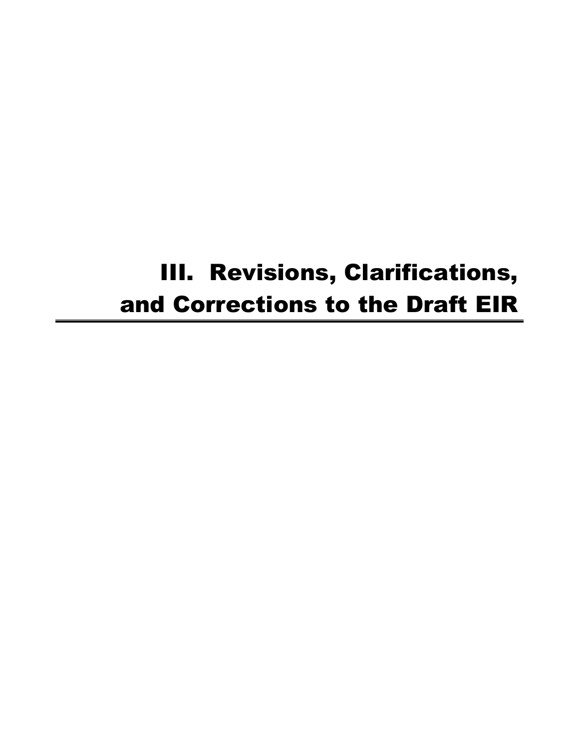# III. Revisions, Clarifications, and Corrections to the Draft EIR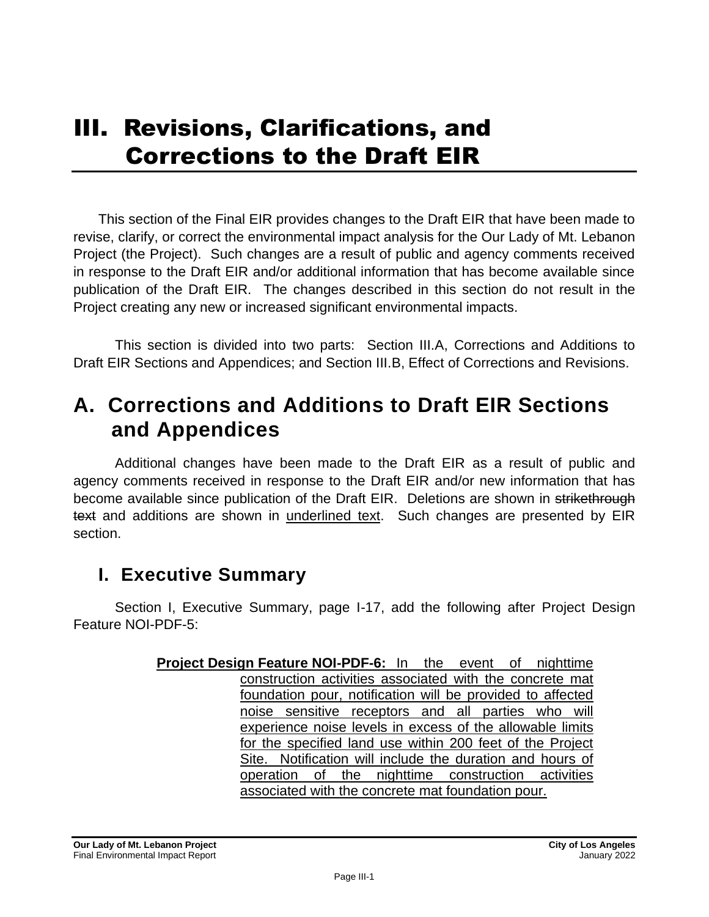# III. Revisions, Clarifications, and Corrections to the Draft EIR

This section of the Final EIR provides changes to the Draft EIR that have been made to revise, clarify, or correct the environmental impact analysis for the Our Lady of Mt. Lebanon Project (the Project). Such changes are a result of public and agency comments received in response to the Draft EIR and/or additional information that has become available since publication of the Draft EIR. The changes described in this section do not result in the Project creating any new or increased significant environmental impacts.

This section is divided into two parts: Section III.A, Corrections and Additions to Draft EIR Sections and Appendices; and Section III.B, Effect of Corrections and Revisions.

## A. Corrections and Additions to Draft EIR Sections and Appendices

Additional changes have been made to the Draft EIR as a result of public and agency comments received in response to the Draft EIR and/or new information that has become available since publication of the Draft EIR. Deletions are shown in ~~strikethrough text~~ and additions are shown in <u>underlined text</u>. Such changes are presented by EIR section.

### I. Executive Summary

Section I, Executive Summary, page I-17, add the following after Project Design Feature NOI-PDF-5:

> <u>**Project Design Feature NOI-PDF-6:** In the event of nighttime construction activities associated with the concrete mat foundation pour, notification will be provided to affected noise sensitive receptors and all parties who will experience noise levels in excess of the allowable limits for the specified land use within 200 feet of the Project Site. Notification will include the duration and hours of operation of the nighttime construction activities associated with the concrete mat foundation pour.</u>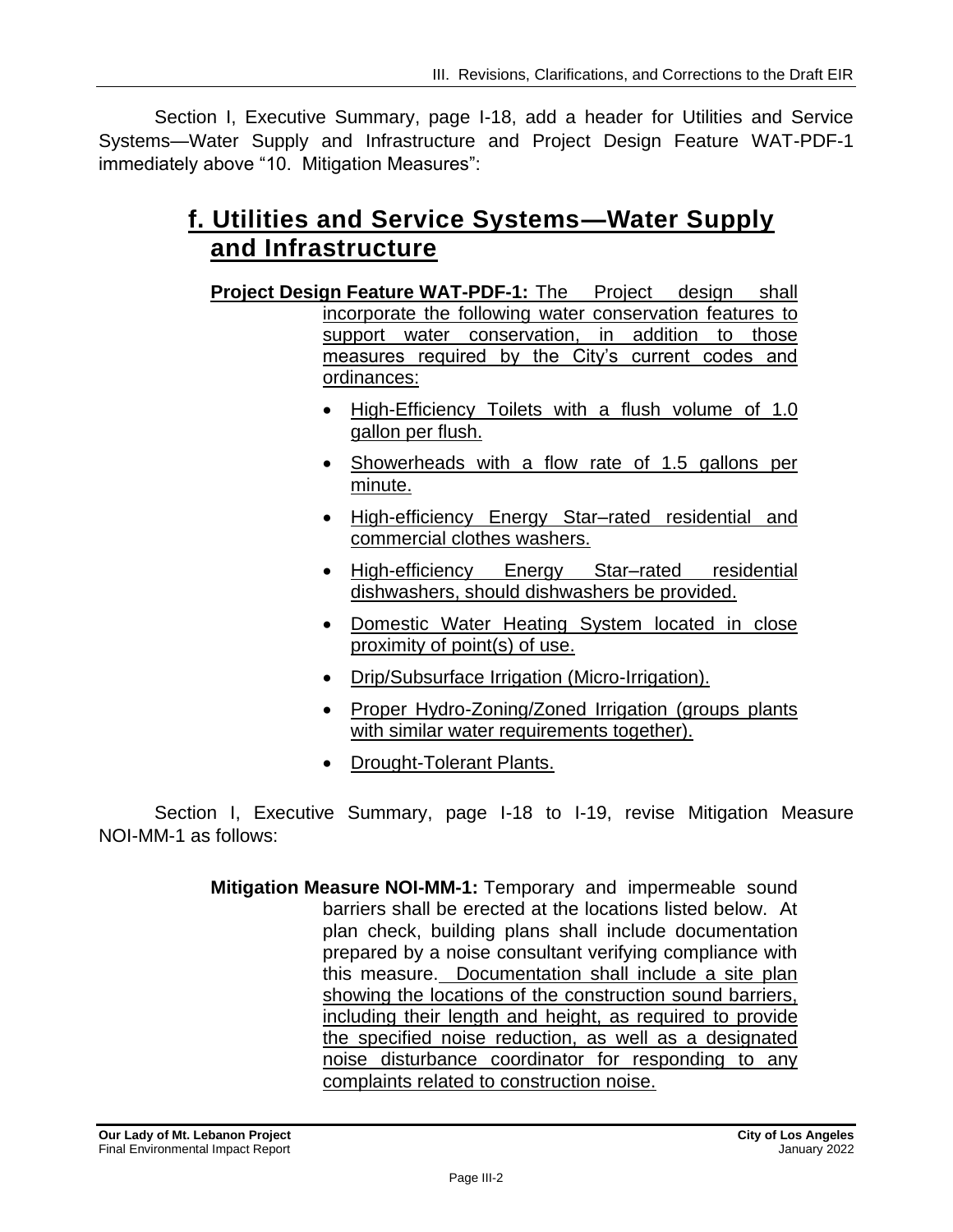Section I, Executive Summary, page I-18, add a header for Utilities and Service Systems—Water Supply and Infrastructure and Project Design Feature WAT-PDF-1 immediately above “10. Mitigation Measures”:

## f. Utilities and Service Systems—Water Supply and Infrastructure

**Project Design Feature WAT-PDF-1:** The Project design shall incorporate the following water conservation features to support water conservation, in addition to those measures required by the City’s current codes and ordinances:

- High-Efficiency Toilets with a flush volume of 1.0 gallon per flush.
- Showerheads with a flow rate of 1.5 gallons per minute.
- High-efficiency Energy Star–rated residential and commercial clothes washers.
- High-efficiency Energy Star–rated residential dishwashers, should dishwashers be provided.
- Domestic Water Heating System located in close proximity of point(s) of use.
- Drip/Subsurface Irrigation (Micro-Irrigation).
- Proper Hydro-Zoning/Zoned Irrigation (groups plants with similar water requirements together).
- Drought-Tolerant Plants.

Section I, Executive Summary, page I-18 to I-19, revise Mitigation Measure NOI-MM-1 as follows:

**Mitigation Measure NOI-MM-1:** Temporary and impermeable sound barriers shall be erected at the locations listed below. At plan check, building plans shall include documentation prepared by a noise consultant verifying compliance with this measure. Documentation shall include a site plan showing the locations of the construction sound barriers, including their length and height, as required to provide the specified noise reduction, as well as a designated noise disturbance coordinator for responding to any complaints related to construction noise.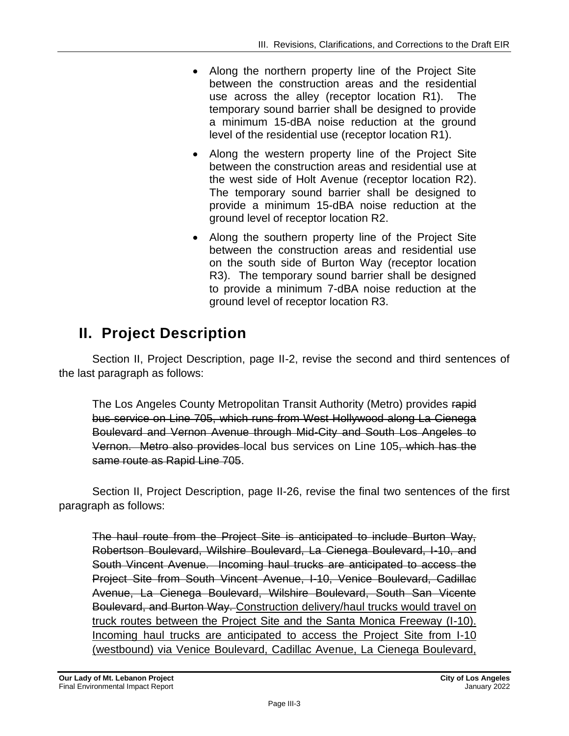- Along the northern property line of the Project Site between the construction areas and the residential use across the alley (receptor location R1). The temporary sound barrier shall be designed to provide a minimum 15-dBA noise reduction at the ground level of the residential use (receptor location R1).
- Along the western property line of the Project Site between the construction areas and residential use at the west side of Holt Avenue (receptor location R2). The temporary sound barrier shall be designed to provide a minimum 15-dBA noise reduction at the ground level of receptor location R2.
- Along the southern property line of the Project Site between the construction areas and residential use on the south side of Burton Way (receptor location R3). The temporary sound barrier shall be designed to provide a minimum 7-dBA noise reduction at the ground level of receptor location R3.

## II. Project Description

Section II, Project Description, page II-2, revise the second and third sentences of the last paragraph as follows:

> The Los Angeles County Metropolitan Transit Authority (Metro) provides ~~rapid bus service on Line 705, which runs from West Hollywood along La Cienega Boulevard and Vernon Avenue through Mid-City and South Los Angeles to Vernon. Metro also provides~~ local bus services on Line 105~~, which has the same route as Rapid Line 705~~.

Section II, Project Description, page II-26, revise the final two sentences of the first paragraph as follows:

> ~~The haul route from the Project Site is anticipated to include Burton Way, Robertson Boulevard, Wilshire Boulevard, La Cienega Boulevard, I-10, and South Vincent Avenue. Incoming haul trucks are anticipated to access the Project Site from South Vincent Avenue, I-10, Venice Boulevard, Cadillac Avenue, La Cienega Boulevard, Wilshire Boulevard, South San Vicente Boulevard, and Burton Way.~~ <u>Construction delivery/haul trucks would travel on truck routes between the Project Site and the Santa Monica Freeway (I-10). Incoming haul trucks are anticipated to access the Project Site from I-10 (westbound) via Venice Boulevard, Cadillac Avenue, La Cienega Boulevard,</u>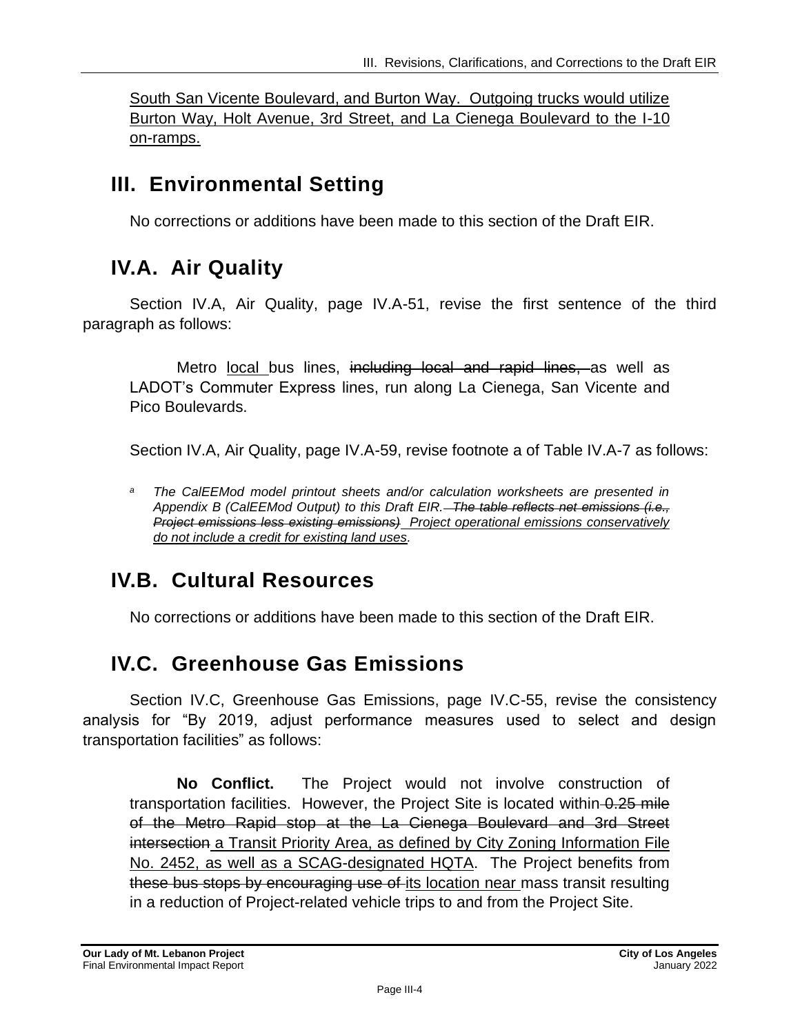<u>South San Vicente Boulevard, and Burton Way. Outgoing trucks would utilize Burton Way, Holt Avenue, 3rd Street, and La Cienega Boulevard to the I-10 on-ramps.</u>

## III. Environmental Setting

No corrections or additions have been made to this section of the Draft EIR.

## IV.A. Air Quality

Section IV.A, Air Quality, page IV.A-51, revise the first sentence of the third paragraph as follows:

> Metro <u>local</u> bus lines, ~~including local and rapid lines,~~ as well as LADOT's Commuter Express lines, run along La Cienega, San Vicente and Pico Boulevards.

Section IV.A, Air Quality, page IV.A-59, revise footnote a of Table IV.A-7 as follows:

> [a] *The CalEEMod model printout sheets and/or calculation worksheets are presented in Appendix B (CalEEMod Output) to this Draft EIR.* ~~*The table reflects net emissions (i.e., Project emissions less existing emissions)*~~ <u>*Project operational emissions conservatively do not include a credit for existing land uses*</u>*.*

## IV.B. Cultural Resources

No corrections or additions have been made to this section of the Draft EIR.

## IV.C. Greenhouse Gas Emissions

Section IV.C, Greenhouse Gas Emissions, page IV.C-55, revise the consistency analysis for "By 2019, adjust performance measures used to select and design transportation facilities" as follows:

> **No Conflict.** The Project would not involve construction of transportation facilities. However, the Project Site is located within ~~0.25 mile of the Metro Rapid stop at the La Cienega Boulevard and 3rd Street intersection~~ <u>a Transit Priority Area, as defined by City Zoning Information File No. 2452, as well as a SCAG-designated HQTA</u>. The Project benefits from ~~these bus stops by encouraging use of~~ <u>its location near</u> mass transit resulting in a reduction of Project-related vehicle trips to and from the Project Site.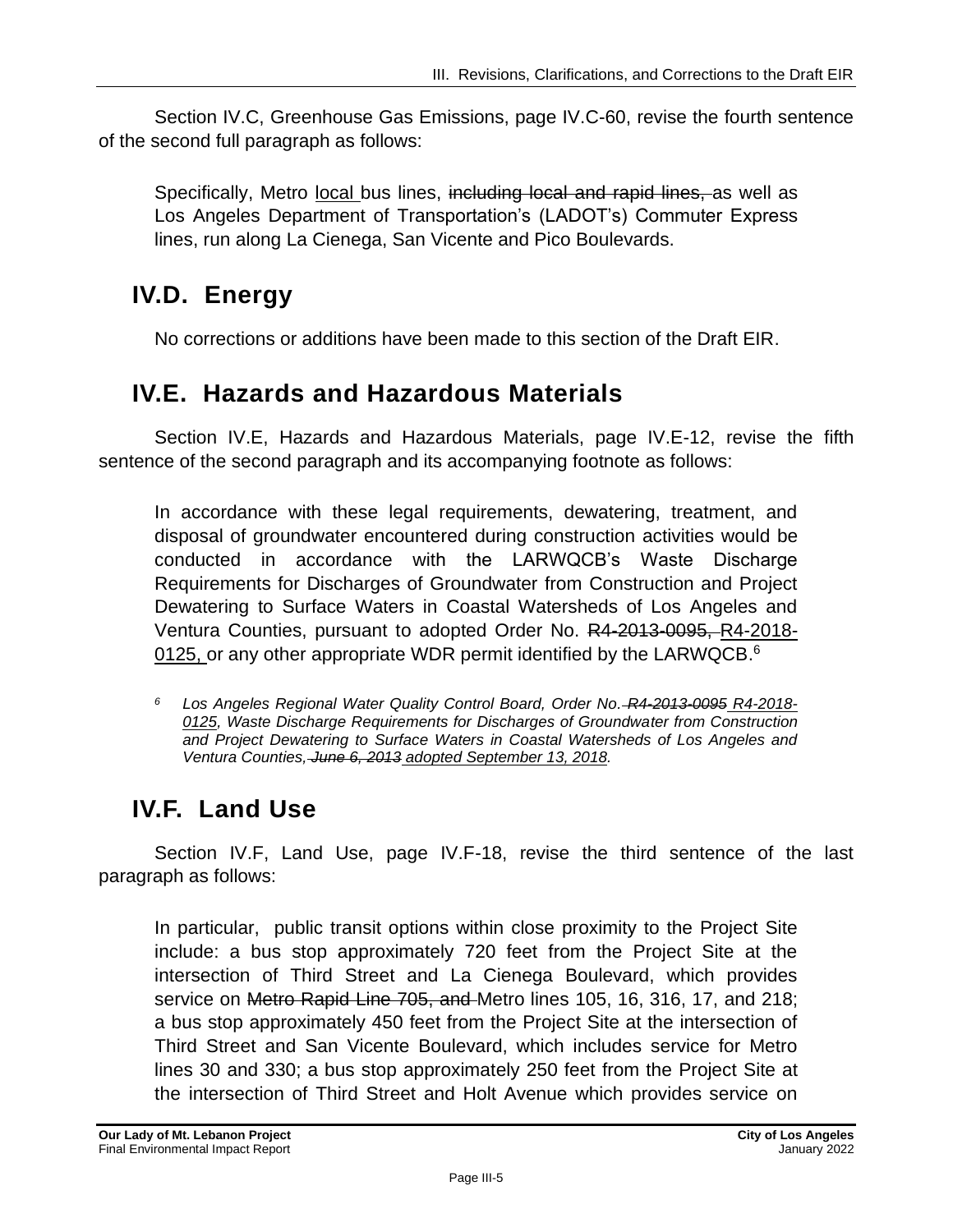Section IV.C, Greenhouse Gas Emissions, page IV.C-60, revise the fourth sentence of the second full paragraph as follows:

> Specifically, Metro <u>local</u> bus lines, ~~including local and rapid lines,~~ as well as Los Angeles Department of Transportation's (LADOT's) Commuter Express lines, run along La Cienega, San Vicente and Pico Boulevards.

## IV.D. Energy

No corrections or additions have been made to this section of the Draft EIR.

## IV.E. Hazards and Hazardous Materials

Section IV.E, Hazards and Hazardous Materials, page IV.E-12, revise the fifth sentence of the second paragraph and its accompanying footnote as follows:

> In accordance with these legal requirements, dewatering, treatment, and disposal of groundwater encountered during construction activities would be conducted in accordance with the LARWQCB's Waste Discharge Requirements for Discharges of Groundwater from Construction and Project Dewatering to Surface Waters in Coastal Watersheds of Los Angeles and Ventura Counties, pursuant to adopted Order No. ~~R4-2013-0095,~~ <u>R4-2018-0125,</u> or any other appropriate WDR permit identified by the LARWQCB.[6]
>
> [6] *Los Angeles Regional Water Quality Control Board, Order No. ~~R4-2013-0095~~ <u>R4-2018-0125</u>, Waste Discharge Requirements for Discharges of Groundwater from Construction and Project Dewatering to Surface Waters in Coastal Watersheds of Los Angeles and Ventura Counties, ~~June 6, 2013~~ <u>adopted September 13, 2018</u>.*

## IV.F. Land Use

Section IV.F, Land Use, page IV.F-18, revise the third sentence of the last paragraph as follows:

> In particular, public transit options within close proximity to the Project Site include: a bus stop approximately 720 feet from the Project Site at the intersection of Third Street and La Cienega Boulevard, which provides service on ~~Metro Rapid Line 705, and~~ Metro lines 105, 16, 316, 17, and 218; a bus stop approximately 450 feet from the Project Site at the intersection of Third Street and San Vicente Boulevard, which includes service for Metro lines 30 and 330; a bus stop approximately 250 feet from the Project Site at the intersection of Third Street and Holt Avenue which provides service on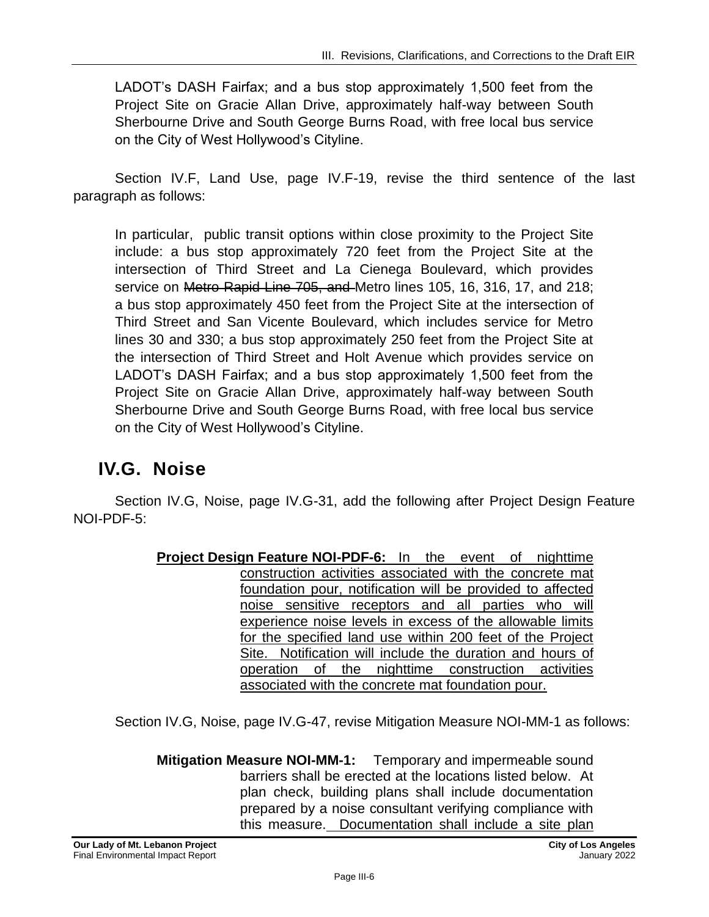LADOT's DASH Fairfax; and a bus stop approximately 1,500 feet from the Project Site on Gracie Allan Drive, approximately half-way between South Sherbourne Drive and South George Burns Road, with free local bus service on the City of West Hollywood's Cityline.

Section IV.F, Land Use, page IV.F-19, revise the third sentence of the last paragraph as follows:

> In particular, public transit options within close proximity to the Project Site include: a bus stop approximately 720 feet from the Project Site at the intersection of Third Street and La Cienega Boulevard, which provides service on ~~Metro Rapid Line 705, and~~ Metro lines 105, 16, 316, 17, and 218; a bus stop approximately 450 feet from the Project Site at the intersection of Third Street and San Vicente Boulevard, which includes service for Metro lines 30 and 330; a bus stop approximately 250 feet from the Project Site at the intersection of Third Street and Holt Avenue which provides service on LADOT's DASH Fairfax; and a bus stop approximately 1,500 feet from the Project Site on Gracie Allan Drive, approximately half-way between South Sherbourne Drive and South George Burns Road, with free local bus service on the City of West Hollywood's Cityline.

## IV.G. Noise

Section IV.G, Noise, page IV.G-31, add the following after Project Design Feature NOI-PDF-5:

> <u>**Project Design Feature NOI-PDF-6:** In the event of nighttime construction activities associated with the concrete mat foundation pour, notification will be provided to affected noise sensitive receptors and all parties who will experience noise levels in excess of the allowable limits for the specified land use within 200 feet of the Project Site. Notification will include the duration and hours of operation of the nighttime construction activities associated with the concrete mat foundation pour.</u>

Section IV.G, Noise, page IV.G-47, revise Mitigation Measure NOI-MM-1 as follows:

> **Mitigation Measure NOI-MM-1:** Temporary and impermeable sound barriers shall be erected at the locations listed below. At plan check, building plans shall include documentation prepared by a noise consultant verifying compliance with this measure. <u>Documentation shall include a site plan</u>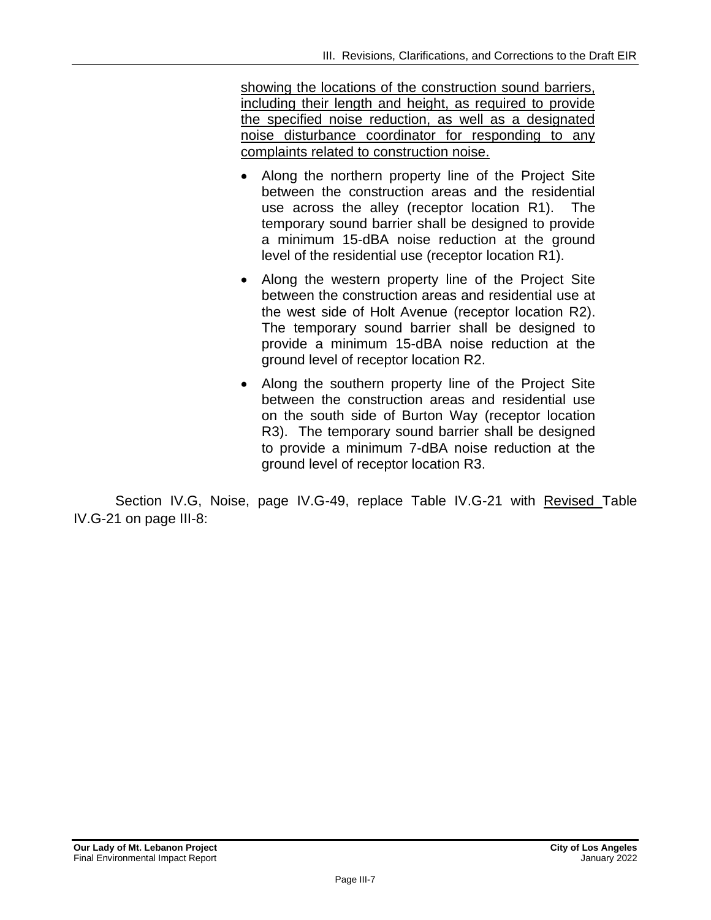showing the locations of the construction sound barriers, including their length and height, as required to provide the specified noise reduction, as well as a designated noise disturbance coordinator for responding to any complaints related to construction noise.

- Along the northern property line of the Project Site between the construction areas and the residential use across the alley (receptor location R1). The temporary sound barrier shall be designed to provide a minimum 15-dBA noise reduction at the ground level of the residential use (receptor location R1).
- Along the western property line of the Project Site between the construction areas and residential use at the west side of Holt Avenue (receptor location R2). The temporary sound barrier shall be designed to provide a minimum 15-dBA noise reduction at the ground level of receptor location R2.
- Along the southern property line of the Project Site between the construction areas and residential use on the south side of Burton Way (receptor location R3). The temporary sound barrier shall be designed to provide a minimum 7-dBA noise reduction at the ground level of receptor location R3.

Section IV.G, Noise, page IV.G-49, replace Table IV.G-21 with Revised Table IV.G-21 on page III-8: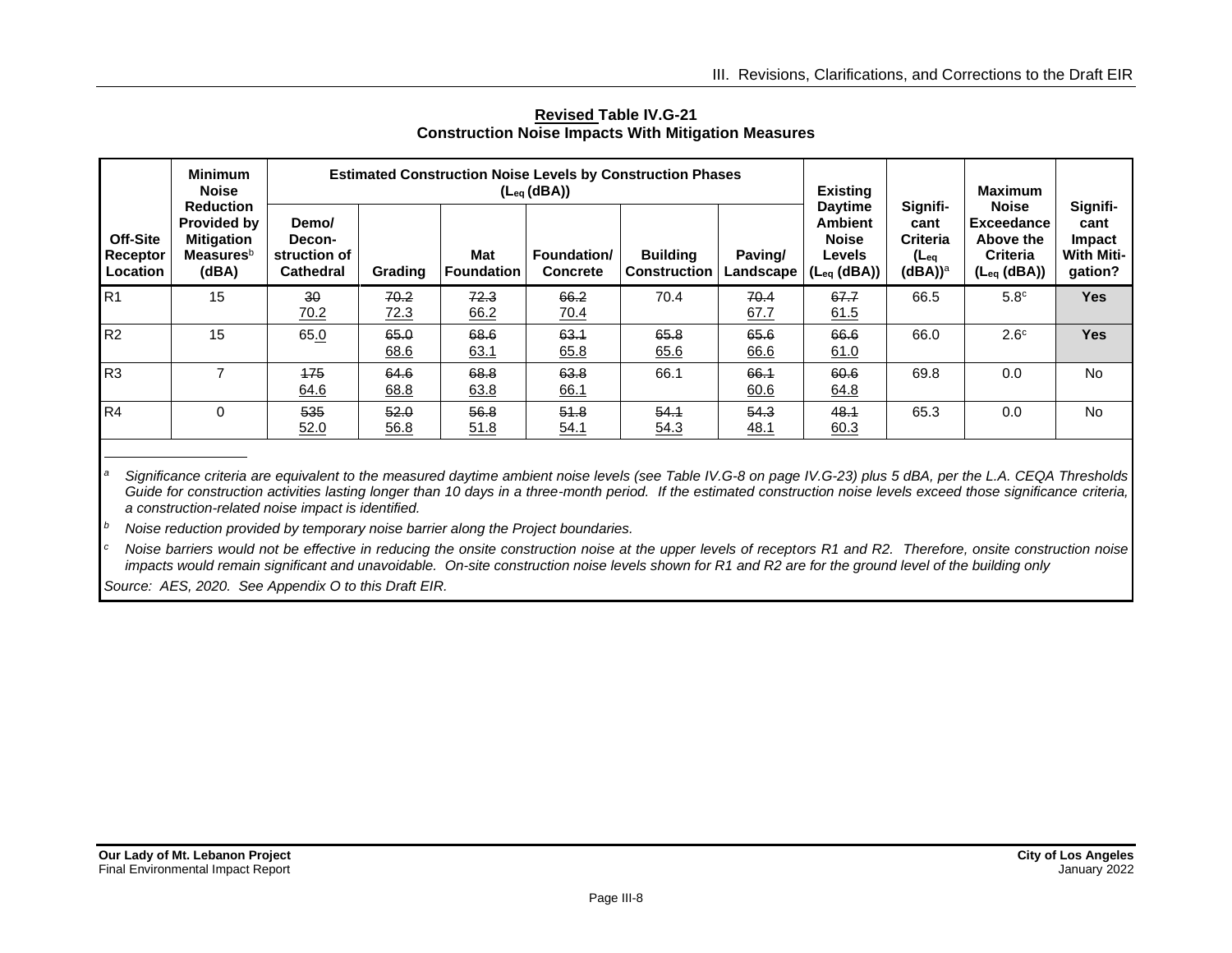## <u>Revised</u> Table IV.G-21
## Construction Noise Impacts With Mitigation Measures

| Off-Site Receptor Location | Minimum Noise Reduction Provided by Mitigation Measures[b] (dBA) | Estimated Construction Noise Levels by Construction Phases ($L_{eq}$ (dBA)) | | | | | | Existing Daytime Ambient Noise Levels ($L_{eq}$ (dBA)) | Significant Criteria ($L_{eq}$ (dBA))[a] | Maximum Noise Exceedance Above the Criteria ($L_{eq}$ (dBA)) | Significant Impact With Mitigation? |
|---|---|---|---|---|---|---|---|---|---|---|---|
| | | Demo/ Deconstruction of Cathedral | Grading | Mat Foundation | Foundation/ Concrete | Building Construction | Paving/ Landscape | | | | |
| R1 | 15 | ~~30~~ <u>70.2</u> | ~~70.2~~ <u>72.3</u> | ~~72.3~~ <u>66.2</u> | ~~66.2~~ <u>70.4</u> | 70.4 | ~~70.4~~ <u>67.7</u> | ~~67.7~~ <u>61.5</u> | 66.5 | 5.8[c] | **Yes** |
| R2 | 15 | 65<u>.0</u> | ~~65.0~~ <u>68.6</u> | ~~68.6~~ <u>63.1</u> | ~~63.1~~ <u>65.8</u> | ~~65.8~~ <u>65.6</u> | ~~65.6~~ <u>66.6</u> | ~~66.6~~ <u>61.0</u> | 66.0 | 2.6[c] | **Yes** |
| R3 | 7 | ~~175~~ <u>64.6</u> | ~~64.6~~ <u>68.8</u> | ~~68.8~~ <u>63.8</u> | ~~63.8~~ <u>66.1</u> | 66.1 | ~~66.1~~ <u>60.6</u> | ~~60.6~~ <u>64.8</u> | 69.8 | 0.0 | No |
| R4 | 0 | ~~535~~ <u>52.0</u> | ~~52.0~~ <u>56.8</u> | ~~56.8~~ <u>51.8</u> | ~~51.8~~ <u>54.1</u> | ~~54.1~~ <u>54.3</u> | ~~54.3~~ <u>48.1</u> | ~~48.1~~ <u>60.3</u> | 65.3 | 0.0 | No |

[a] *Significance criteria are equivalent to the measured daytime ambient noise levels (see Table IV.G-8 on page IV.G-23) plus 5 dBA, per the L.A. CEQA Thresholds Guide for construction activities lasting longer than 10 days in a three-month period. If the estimated construction noise levels exceed those significance criteria, a construction-related noise impact is identified.*

[b] *Noise reduction provided by temporary noise barrier along the Project boundaries.*

[c] *Noise barriers would not be effective in reducing the onsite construction noise at the upper levels of receptors R1 and R2. Therefore, onsite construction noise impacts would remain significant and unavoidable. On-site construction noise levels shown for R1 and R2 are for the ground level of the building only*

*Source: AES, 2020. See Appendix O to this Draft EIR.*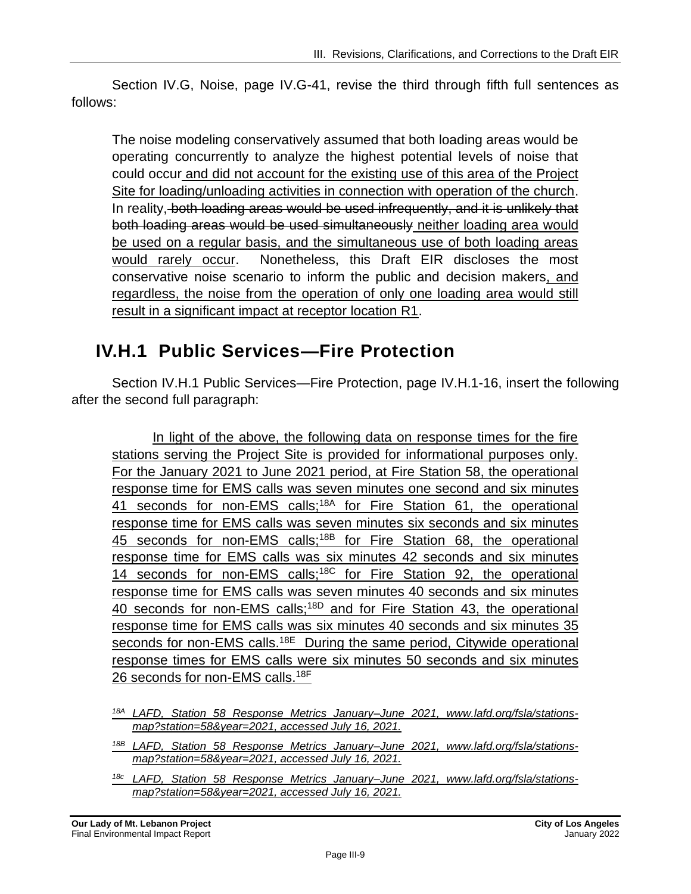Section IV.G, Noise, page IV.G-41, revise the third through fifth full sentences as follows:

> The noise modeling conservatively assumed that both loading areas would be operating concurrently to analyze the highest potential levels of noise that could occur and did not account for the existing use of this area of the Project Site for loading/unloading activities in connection with operation of the church. In reality, ~~both loading areas would be used infrequently, and it is unlikely that both loading areas would be used simultaneously~~ neither loading area would be used on a regular basis, and the simultaneous use of both loading areas would rarely occur. Nonetheless, this Draft EIR discloses the most conservative noise scenario to inform the public and decision makers, and regardless, the noise from the operation of only one loading area would still result in a significant impact at receptor location R1.

## IV.H.1 Public Services—Fire Protection

Section IV.H.1 Public Services—Fire Protection, page IV.H.1-16, insert the following after the second full paragraph:

> In light of the above, the following data on response times for the fire stations serving the Project Site is provided for informational purposes only. For the January 2021 to June 2021 period, at Fire Station 58, the operational response time for EMS calls was seven minutes one second and six minutes 41 seconds for non-EMS calls;[18A] for Fire Station 61, the operational response time for EMS calls was seven minutes six seconds and six minutes 45 seconds for non-EMS calls;[18B] for Fire Station 68, the operational response time for EMS calls was six minutes 42 seconds and six minutes 14 seconds for non-EMS calls;[18C] for Fire Station 92, the operational response time for EMS calls was seven minutes 40 seconds and six minutes 40 seconds for non-EMS calls;[18D] and for Fire Station 43, the operational response time for EMS calls was six minutes 40 seconds and six minutes 35 seconds for non-EMS calls.[18E] During the same period, Citywide operational response times for EMS calls were six minutes 50 seconds and six minutes 26 seconds for non-EMS calls.[18F]

> [18A] *LAFD, Station 58 Response Metrics January–June 2021, www.lafd.org/fsla/stations-map?station=58&year=2021, accessed July 16, 2021.*
>
> [18B] *LAFD, Station 58 Response Metrics January–June 2021, www.lafd.org/fsla/stations-map?station=58&year=2021, accessed July 16, 2021.*
>
> [18c] *LAFD, Station 58 Response Metrics January–June 2021, www.lafd.org/fsla/stations-map?station=58&year=2021, accessed July 16, 2021.*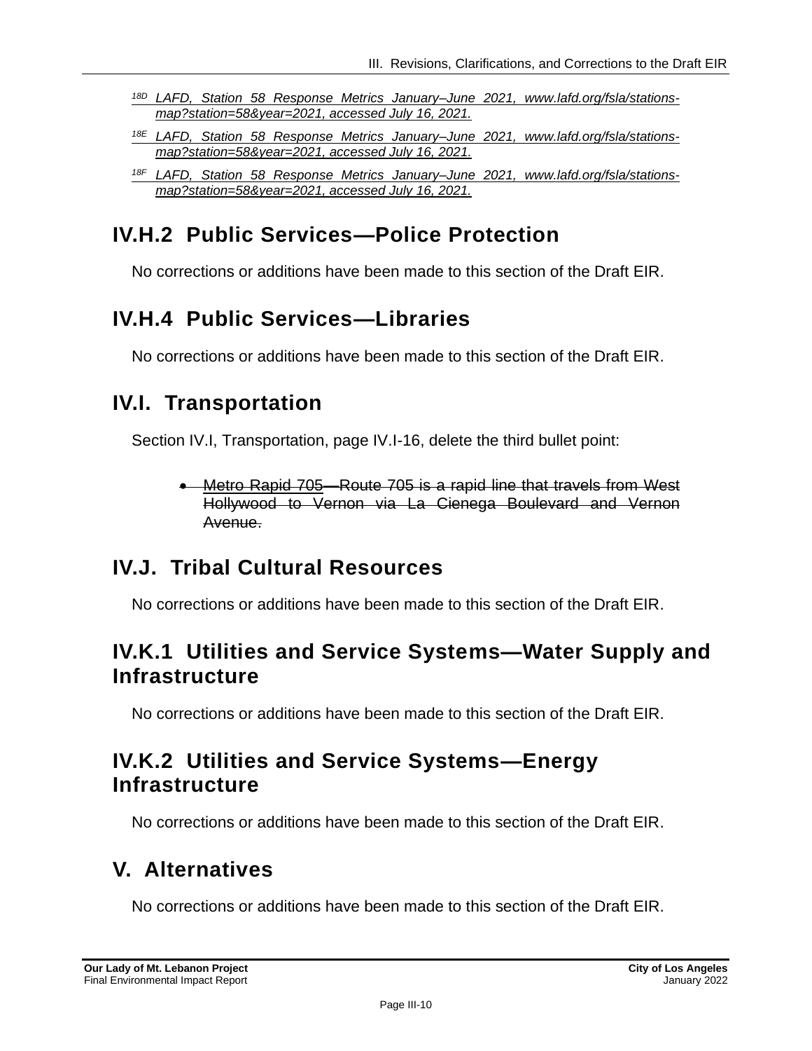[18D] *LAFD, Station 58 Response Metrics January–June 2021, www.lafd.org/fsla/stations-map?station=58&year=2021, accessed July 16, 2021.*

[18E] *LAFD, Station 58 Response Metrics January–June 2021, www.lafd.org/fsla/stations-map?station=58&year=2021, accessed July 16, 2021.*

[18F] *LAFD, Station 58 Response Metrics January–June 2021, www.lafd.org/fsla/stations-map?station=58&year=2021, accessed July 16, 2021.*

## IV.H.2 Public Services—Police Protection

No corrections or additions have been made to this section of the Draft EIR.

## IV.H.4 Public Services—Libraries

No corrections or additions have been made to this section of the Draft EIR.

## IV.I. Transportation

Section IV.I, Transportation, page IV.I-16, delete the third bullet point:

- ~~Metro Rapid 705—Route 705 is a rapid line that travels from West Hollywood to Vernon via La Cienega Boulevard and Vernon Avenue.~~

## IV.J. Tribal Cultural Resources

No corrections or additions have been made to this section of the Draft EIR.

## IV.K.1 Utilities and Service Systems—Water Supply and Infrastructure

No corrections or additions have been made to this section of the Draft EIR.

## IV.K.2 Utilities and Service Systems—Energy Infrastructure

No corrections or additions have been made to this section of the Draft EIR.

## V. Alternatives

No corrections or additions have been made to this section of the Draft EIR.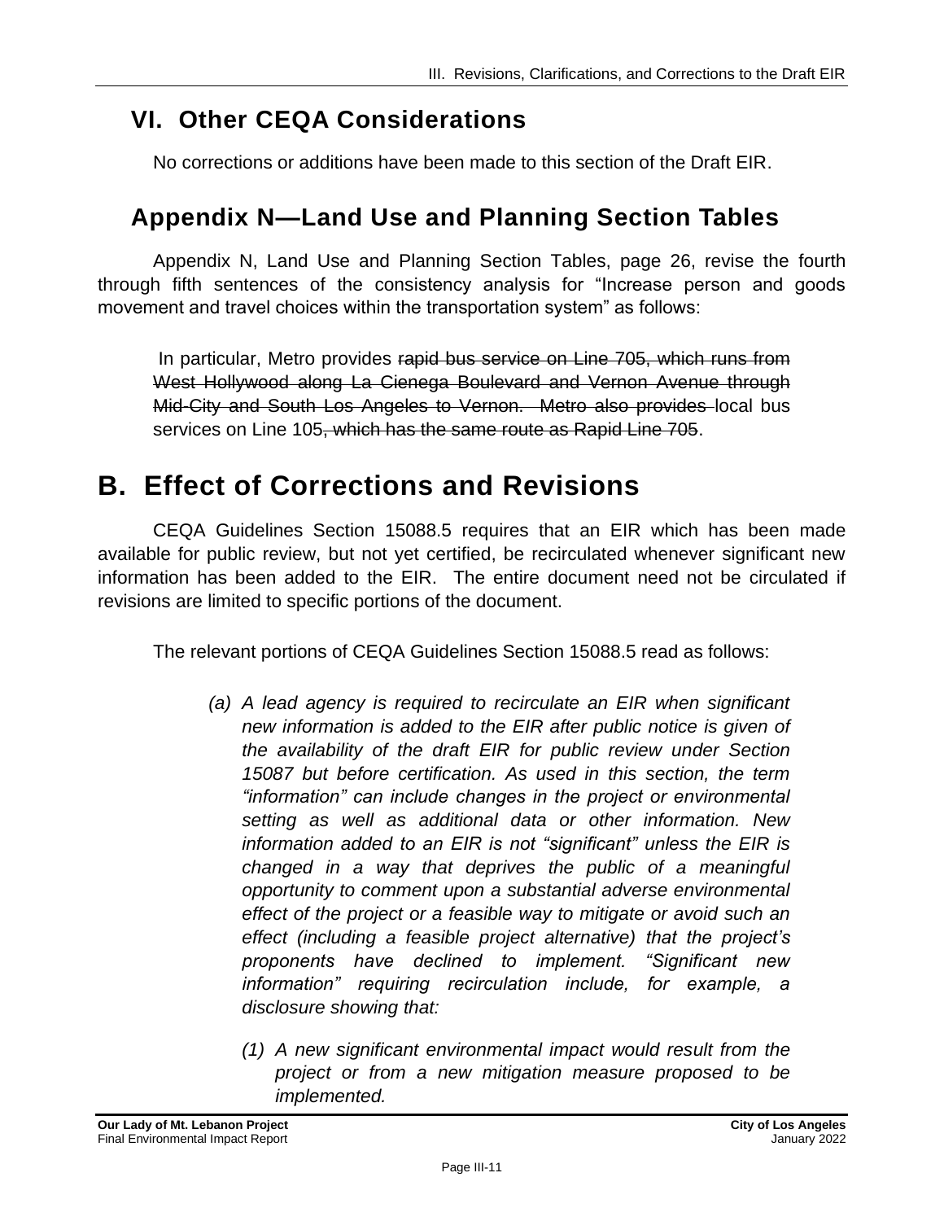## VI. Other CEQA Considerations

No corrections or additions have been made to this section of the Draft EIR.

## Appendix N—Land Use and Planning Section Tables

Appendix N, Land Use and Planning Section Tables, page 26, revise the fourth through fifth sentences of the consistency analysis for "Increase person and goods movement and travel choices within the transportation system" as follows:

> In particular, Metro provides ~~rapid bus service on Line 705, which runs from West Hollywood along La Cienega Boulevard and Vernon Avenue through Mid-City and South Los Angeles to Vernon. Metro also provides~~ local bus services on Line 105~~, which has the same route as Rapid Line 705~~.

# B. Effect of Corrections and Revisions

CEQA Guidelines Section 15088.5 requires that an EIR which has been made available for public review, but not yet certified, be recirculated whenever significant new information has been added to the EIR. The entire document need not be circulated if revisions are limited to specific portions of the document.

The relevant portions of CEQA Guidelines Section 15088.5 read as follows:

> *(a) A lead agency is required to recirculate an EIR when significant new information is added to the EIR after public notice is given of the availability of the draft EIR for public review under Section 15087 but before certification. As used in this section, the term "information" can include changes in the project or environmental setting as well as additional data or other information. New information added to an EIR is not "significant" unless the EIR is changed in a way that deprives the public of a meaningful opportunity to comment upon a substantial adverse environmental effect of the project or a feasible way to mitigate or avoid such an effect (including a feasible project alternative) that the project's proponents have declined to implement. "Significant new information" requiring recirculation include, for example, a disclosure showing that:*
>
> *(1) A new significant environmental impact would result from the project or from a new mitigation measure proposed to be implemented.*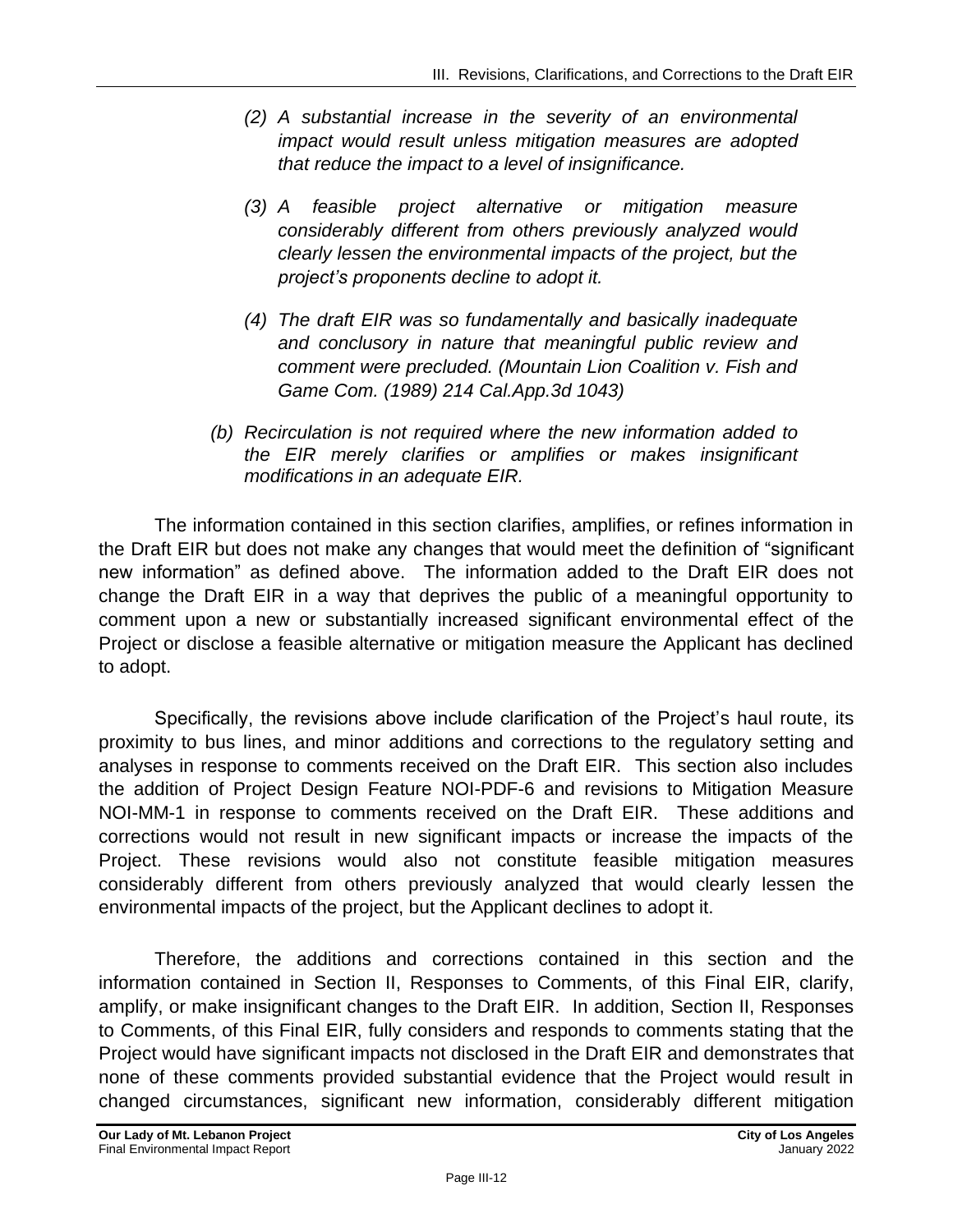*(2) A substantial increase in the severity of an environmental impact would result unless mitigation measures are adopted that reduce the impact to a level of insignificance.*

*(3) A feasible project alternative or mitigation measure considerably different from others previously analyzed would clearly lessen the environmental impacts of the project, but the project's proponents decline to adopt it.*

*(4) The draft EIR was so fundamentally and basically inadequate and conclusory in nature that meaningful public review and comment were precluded. (Mountain Lion Coalition v. Fish and Game Com. (1989) 214 Cal.App.3d 1043)*

*(b) Recirculation is not required where the new information added to the EIR merely clarifies or amplifies or makes insignificant modifications in an adequate EIR.*

The information contained in this section clarifies, amplifies, or refines information in the Draft EIR but does not make any changes that would meet the definition of "significant new information" as defined above. The information added to the Draft EIR does not change the Draft EIR in a way that deprives the public of a meaningful opportunity to comment upon a new or substantially increased significant environmental effect of the Project or disclose a feasible alternative or mitigation measure the Applicant has declined to adopt.

Specifically, the revisions above include clarification of the Project's haul route, its proximity to bus lines, and minor additions and corrections to the regulatory setting and analyses in response to comments received on the Draft EIR. This section also includes the addition of Project Design Feature NOI-PDF-6 and revisions to Mitigation Measure NOI-MM-1 in response to comments received on the Draft EIR. These additions and corrections would not result in new significant impacts or increase the impacts of the Project. These revisions would also not constitute feasible mitigation measures considerably different from others previously analyzed that would clearly lessen the environmental impacts of the project, but the Applicant declines to adopt it.

Therefore, the additions and corrections contained in this section and the information contained in Section II, Responses to Comments, of this Final EIR, clarify, amplify, or make insignificant changes to the Draft EIR. In addition, Section II, Responses to Comments, of this Final EIR, fully considers and responds to comments stating that the Project would have significant impacts not disclosed in the Draft EIR and demonstrates that none of these comments provided substantial evidence that the Project would result in changed circumstances, significant new information, considerably different mitigation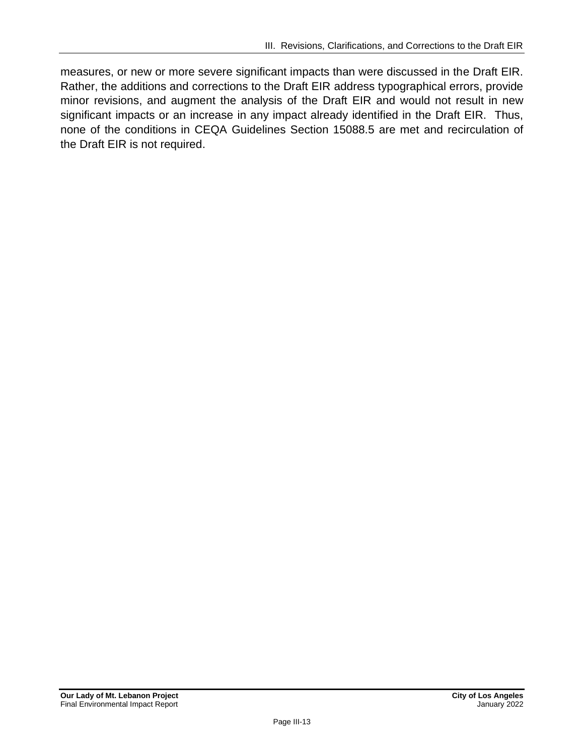measures, or new or more severe significant impacts than were discussed in the Draft EIR. Rather, the additions and corrections to the Draft EIR address typographical errors, provide minor revisions, and augment the analysis of the Draft EIR and would not result in new significant impacts or an increase in any impact already identified in the Draft EIR. Thus, none of the conditions in CEQA Guidelines Section 15088.5 are met and recirculation of the Draft EIR is not required.